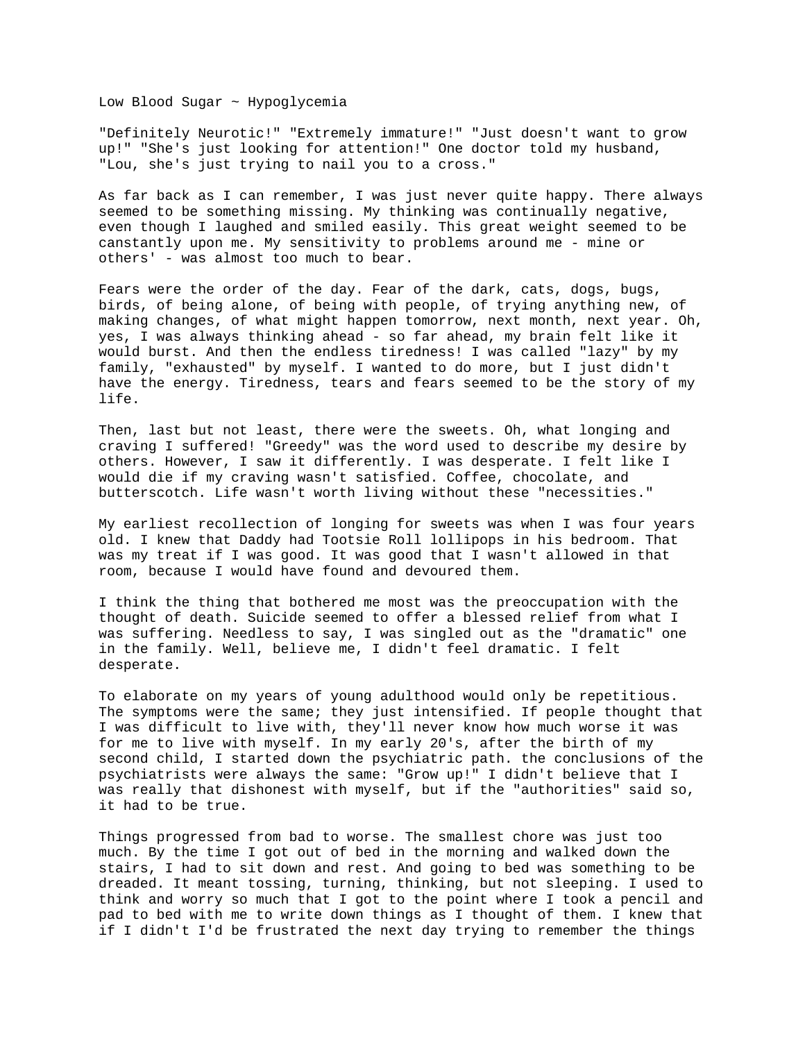# Low Blood Sugar ~ Hypoglycemia

"Definitely Neurotic!" "Extremely immature!" "Just doesn't want to grow up!" "She's just looking for attention!" One doctor told my husband, "Lou, she's just trying to nail you to a cross."

As far back as I can remember, I was just never quite happy. There always seemed to be something missing. My thinking was continually negative, even though I laughed and smiled easily. This great weight seemed to be canstantly upon me. My sensitivity to problems around me - mine or others' - was almost too much to bear.

Fears were the order of the day. Fear of the dark, cats, dogs, bugs, birds, of being alone, of being with people, of trying anything new, of making changes, of what might happen tomorrow, next month, next year. Oh, yes, I was always thinking ahead - so far ahead, my brain felt like it would burst. And then the endless tiredness! I was called "lazy" by my family, "exhausted" by myself. I wanted to do more, but I just didn't have the energy. Tiredness, tears and fears seemed to be the story of my life.

Then, last but not least, there were the sweets. Oh, what longing and craving I suffered! "Greedy" was the word used to describe my desire by others. However, I saw it differently. I was desperate. I felt like I would die if my craving wasn't satisfied. Coffee, chocolate, and butterscotch. Life wasn't worth living without these "necessities."

My earliest recollection of longing for sweets was when I was four years old. I knew that Daddy had Tootsie Roll lollipops in his bedroom. That was my treat if I was good. It was good that I wasn't allowed in that room, because I would have found and devoured them.

I think the thing that bothered me most was the preoccupation with the thought of death. Suicide seemed to offer a blessed relief from what I was suffering. Needless to say, I was singled out as the "dramatic" one in the family. Well, believe me, I didn't feel dramatic. I felt desperate.

To elaborate on my years of young adulthood would only be repetitious. The symptoms were the same; they just intensified. If people thought that I was difficult to live with, they'll never know how much worse it was for me to live with myself. In my early 20's, after the birth of my second child, I started down the psychiatric path. the conclusions of the psychiatrists were always the same: "Grow up!" I didn't believe that I was really that dishonest with myself, but if the "authorities" said so, it had to be true.

Things progressed from bad to worse. The smallest chore was just too much. By the time I got out of bed in the morning and walked down the stairs, I had to sit down and rest. And going to bed was something to be dreaded. It meant tossing, turning, thinking, but not sleeping. I used to think and worry so much that I got to the point where I took a pencil and pad to bed with me to write down things as I thought of them. I knew that if I didn't I'd be frustrated the next day trying to remember the things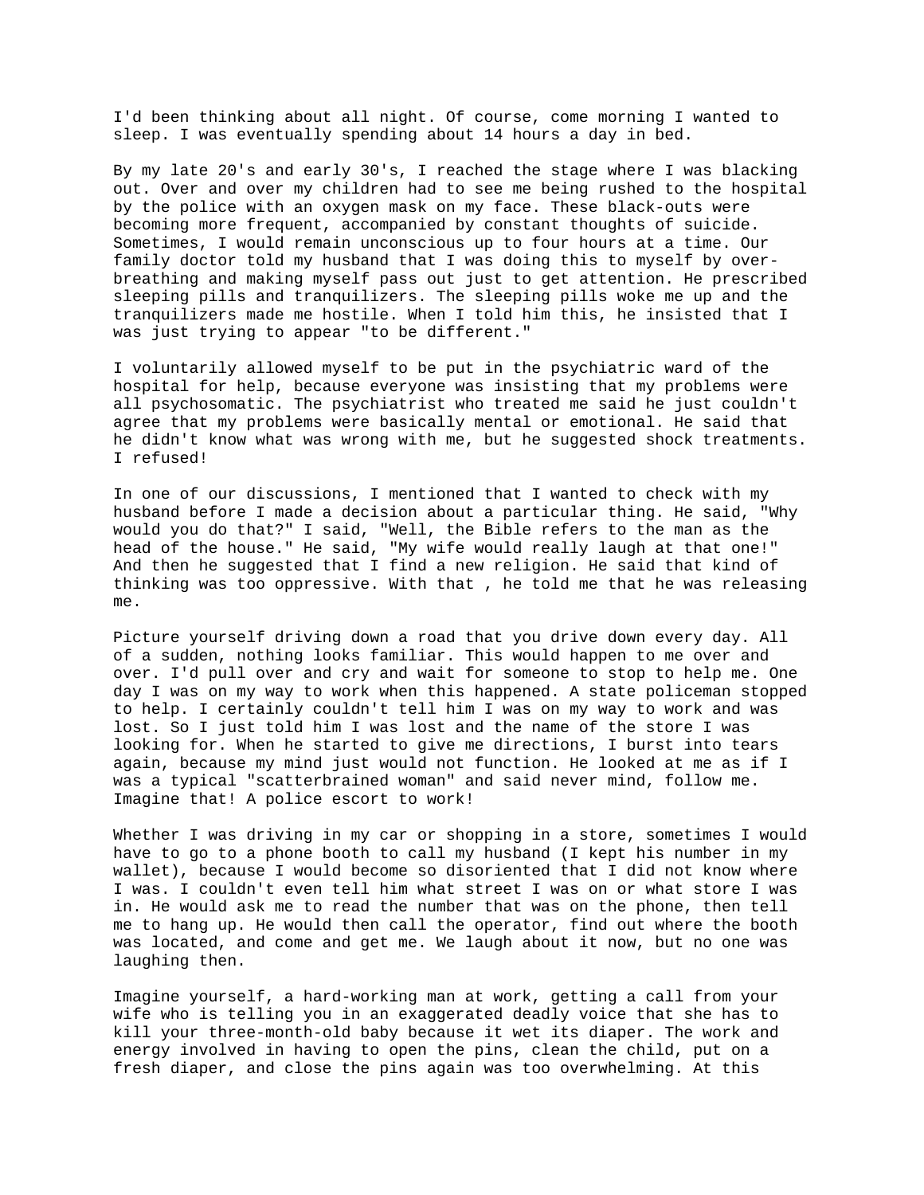I'd been thinking about all night. Of course, come morning I wanted to sleep. I was eventually spending about 14 hours a day in bed.

By my late 20's and early 30's, I reached the stage where I was blacking out. Over and over my children had to see me being rushed to the hospital by the police with an oxygen mask on my face. These black-outs were becoming more frequent, accompanied by constant thoughts of suicide. Sometimes, I would remain unconscious up to four hours at a time. Our family doctor told my husband that I was doing this to myself by over-breathing and making myself pass out just to get attention. He prescribed sleeping pills and tranquilizers. The sleeping pills woke me up and the tranquilizers made me hostile. When I told him this, he insisted that I was just trying to appear "to be different."

I voluntarily allowed myself to be put in the psychiatric ward of the hospital for help, because everyone was insisting that my problems were all psychosomatic. The psychiatrist who treated me said he just couldn't agree that my problems were basically mental or emotional. He said that he didn't know what was wrong with me, but he suggested shock treatments. I refused!

In one of our discussions, I mentioned that I wanted to check with my husband before I made a decision about a particular thing. He said, "Why would you do that?" I said, "Well, the Bible refers to the man as the head of the house." He said, "My wife would really laugh at that one!" And then he suggested that I find a new religion. He said that kind of thinking was too oppressive. With that , he told me that he was releasing me.

Picture yourself driving down a road that you drive down every day. All of a sudden, nothing looks familiar. This would happen to me over and over. I'd pull over and cry and wait for someone to stop to help me. One day I was on my way to work when this happened. A state policeman stopped to help. I certainly couldn't tell him I was on my way to work and was lost. So I just told him I was lost and the name of the store I was looking for. When he started to give me directions, I burst into tears again, because my mind just would not function. He looked at me as if I was a typical "scatterbrained woman" and said never mind, follow me. Imagine that! A police escort to work!

Whether I was driving in my car or shopping in a store, sometimes I would have to go to a phone booth to call my husband (I kept his number in my wallet), because I would become so disoriented that I did not know where I was. I couldn't even tell him what street I was on or what store I was in. He would ask me to read the number that was on the phone, then tell me to hang up. He would then call the operator, find out where the booth was located, and come and get me. We laugh about it now, but no one was laughing then.

Imagine yourself, a hard-working man at work, getting a call from your wife who is telling you in an exaggerated deadly voice that she has to kill your three-month-old baby because it wet its diaper. The work and energy involved in having to open the pins, clean the child, put on a fresh diaper, and close the pins again was too overwhelming. At this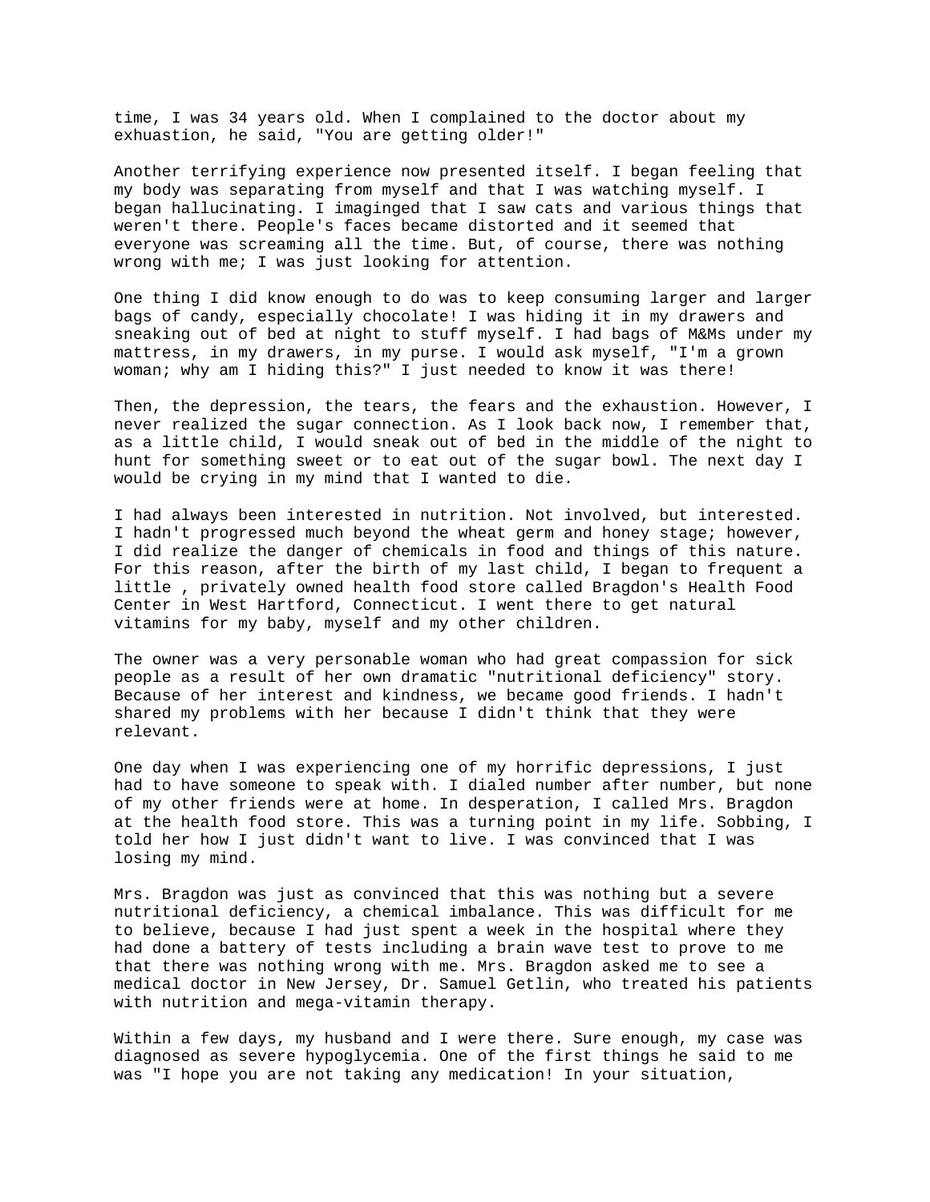time, I was 34 years old. When I complained to the doctor about my exhuastion, he said, "You are getting older!"

Another terrifying experience now presented itself. I began feeling that my body was separating from myself and that I was watching myself. I began hallucinating. I imaginged that I saw cats and various things that weren't there. People's faces became distorted and it seemed that everyone was screaming all the time. But, of course, there was nothing wrong with me; I was just looking for attention.

One thing I did know enough to do was to keep consuming larger and larger bags of candy, especially chocolate! I was hiding it in my drawers and sneaking out of bed at night to stuff myself. I had bags of M&Ms under my mattress, in my drawers, in my purse. I would ask myself, "I'm a grown woman; why am I hiding this?" I just needed to know it was there!

Then, the depression, the tears, the fears and the exhaustion. However, I never realized the sugar connection. As I look back now, I remember that, as a little child, I would sneak out of bed in the middle of the night to hunt for something sweet or to eat out of the sugar bowl. The next day I would be crying in my mind that I wanted to die.

I had always been interested in nutrition. Not involved, but interested. I hadn't progressed much beyond the wheat germ and honey stage; however, I did realize the danger of chemicals in food and things of this nature. For this reason, after the birth of my last child, I began to frequent a little , privately owned health food store called Bragdon's Health Food Center in West Hartford, Connecticut. I went there to get natural vitamins for my baby, myself and my other children.

The owner was a very personable woman who had great compassion for sick people as a result of her own dramatic "nutritional deficiency" story. Because of her interest and kindness, we became good friends. I hadn't shared my problems with her because I didn't think that they were relevant.

One day when I was experiencing one of my horrific depressions, I just had to have someone to speak with. I dialed number after number, but none of my other friends were at home. In desperation, I called Mrs. Bragdon at the health food store. This was a turning point in my life. Sobbing, I told her how I just didn't want to live. I was convinced that I was losing my mind.

Mrs. Bragdon was just as convinced that this was nothing but a severe nutritional deficiency, a chemical imbalance. This was difficult for me to believe, because I had just spent a week in the hospital where they had done a battery of tests including a brain wave test to prove to me that there was nothing wrong with me. Mrs. Bragdon asked me to see a medical doctor in New Jersey, Dr. Samuel Getlin, who treated his patients with nutrition and mega-vitamin therapy.

Within a few days, my husband and I were there. Sure enough, my case was diagnosed as severe hypoglycemia. One of the first things he said to me was "I hope you are not taking any medication! In your situation,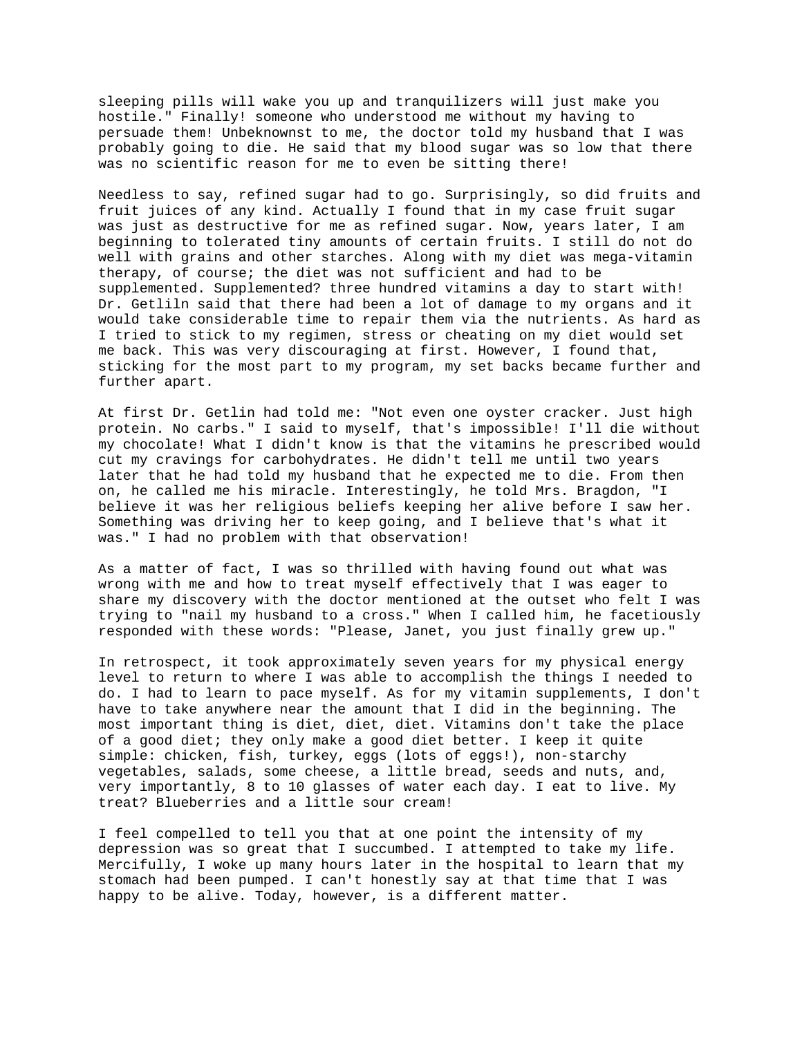sleeping pills will wake you up and tranquilizers will just make you hostile." Finally! someone who understood me without my having to persuade them! Unbeknownst to me, the doctor told my husband that I was probably going to die. He said that my blood sugar was so low that there was no scientific reason for me to even be sitting there!

Needless to say, refined sugar had to go. Surprisingly, so did fruits and fruit juices of any kind. Actually I found that in my case fruit sugar was just as destructive for me as refined sugar. Now, years later, I am beginning to tolerated tiny amounts of certain fruits. I still do not do well with grains and other starches. Along with my diet was mega-vitamin therapy, of course; the diet was not sufficient and had to be supplemented. Supplemented? three hundred vitamins a day to start with! Dr. Getliln said that there had been a lot of damage to my organs and it would take considerable time to repair them via the nutrients. As hard as I tried to stick to my regimen, stress or cheating on my diet would set me back. This was very discouraging at first. However, I found that, sticking for the most part to my program, my set backs became further and further apart.

At first Dr. Getlin had told me: "Not even one oyster cracker. Just high protein. No carbs." I said to myself, that's impossible! I'll die without my chocolate! What I didn't know is that the vitamins he prescribed would cut my cravings for carbohydrates. He didn't tell me until two years later that he had told my husband that he expected me to die. From then on, he called me his miracle. Interestingly, he told Mrs. Bragdon, "I believe it was her religious beliefs keeping her alive before I saw her. Something was driving her to keep going, and I believe that's what it was." I had no problem with that observation!

As a matter of fact, I was so thrilled with having found out what was wrong with me and how to treat myself effectively that I was eager to share my discovery with the doctor mentioned at the outset who felt I was trying to "nail my husband to a cross." When I called him, he facetiously responded with these words: "Please, Janet, you just finally grew up."

In retrospect, it took approximately seven years for my physical energy level to return to where I was able to accomplish the things I needed to do. I had to learn to pace myself. As for my vitamin supplements, I don't have to take anywhere near the amount that I did in the beginning. The most important thing is diet, diet, diet. Vitamins don't take the place of a good diet; they only make a good diet better. I keep it quite simple: chicken, fish, turkey, eggs (lots of eggs!), non-starchy vegetables, salads, some cheese, a little bread, seeds and nuts, and, very importantly, 8 to 10 glasses of water each day. I eat to live. My treat? Blueberries and a little sour cream!

I feel compelled to tell you that at one point the intensity of my depression was so great that I succumbed. I attempted to take my life. Mercifully, I woke up many hours later in the hospital to learn that my stomach had been pumped. I can't honestly say at that time that I was happy to be alive. Today, however, is a different matter.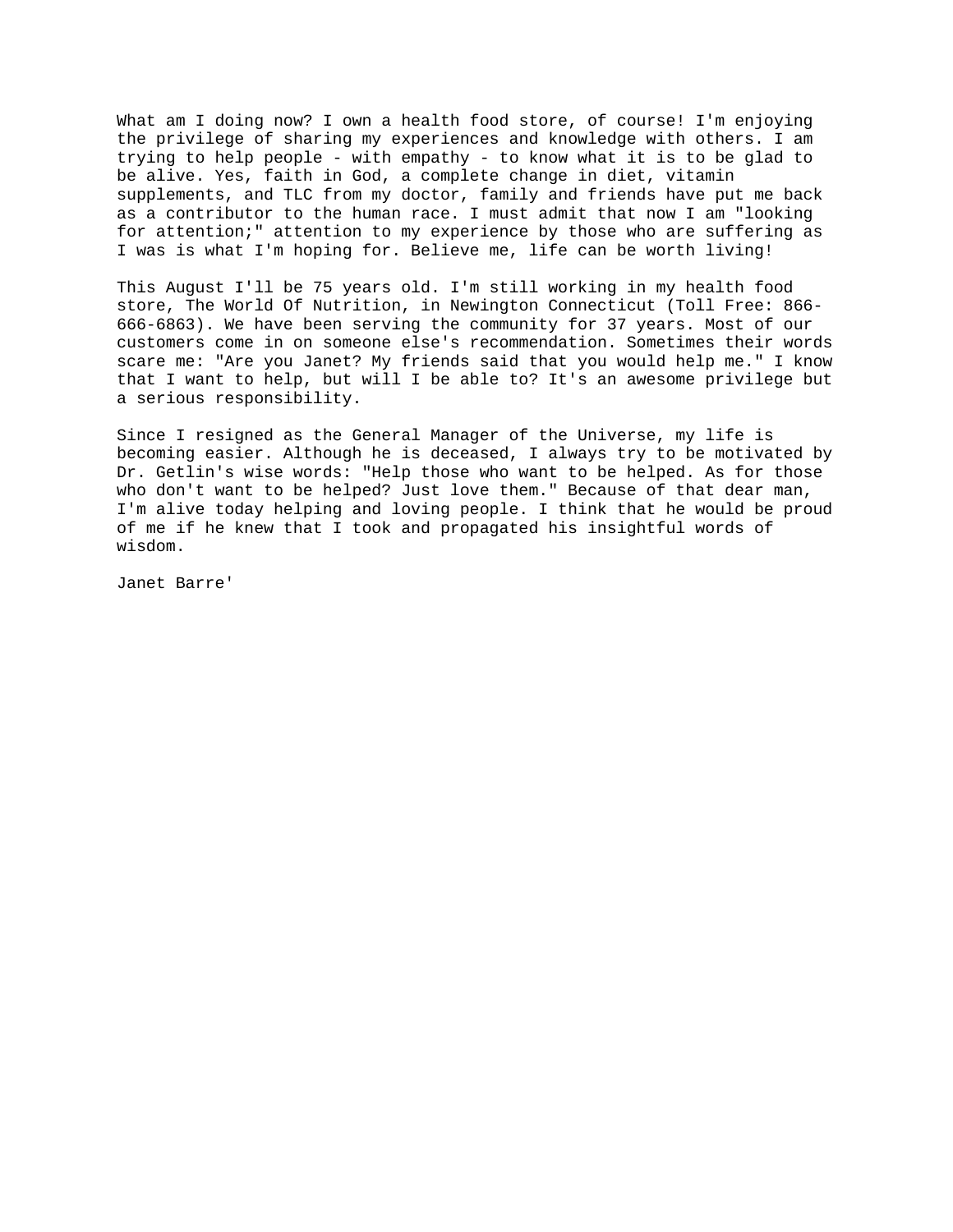What am I doing now? I own a health food store, of course! I'm enjoying the privilege of sharing my experiences and knowledge with others. I am trying to help people - with empathy - to know what it is to be glad to be alive. Yes, faith in God, a complete change in diet, vitamin supplements, and TLC from my doctor, family and friends have put me back as a contributor to the human race. I must admit that now I am "looking for attention;" attention to my experience by those who are suffering as I was is what I'm hoping for. Believe me, life can be worth living!

This August I'll be 75 years old. I'm still working in my health food store, The World Of Nutrition, in Newington Connecticut (Toll Free: 866-666-6863). We have been serving the community for 37 years. Most of our customers come in on someone else's recommendation. Sometimes their words scare me: "Are you Janet? My friends said that you would help me." I know that I want to help, but will I be able to? It's an awesome privilege but a serious responsibility.

Since I resigned as the General Manager of the Universe, my life is becoming easier. Although he is deceased, I always try to be motivated by Dr. Getlin's wise words: "Help those who want to be helped. As for those who don't want to be helped? Just love them." Because of that dear man, I'm alive today helping and loving people. I think that he would be proud of me if he knew that I took and propagated his insightful words of wisdom.

Janet Barre'